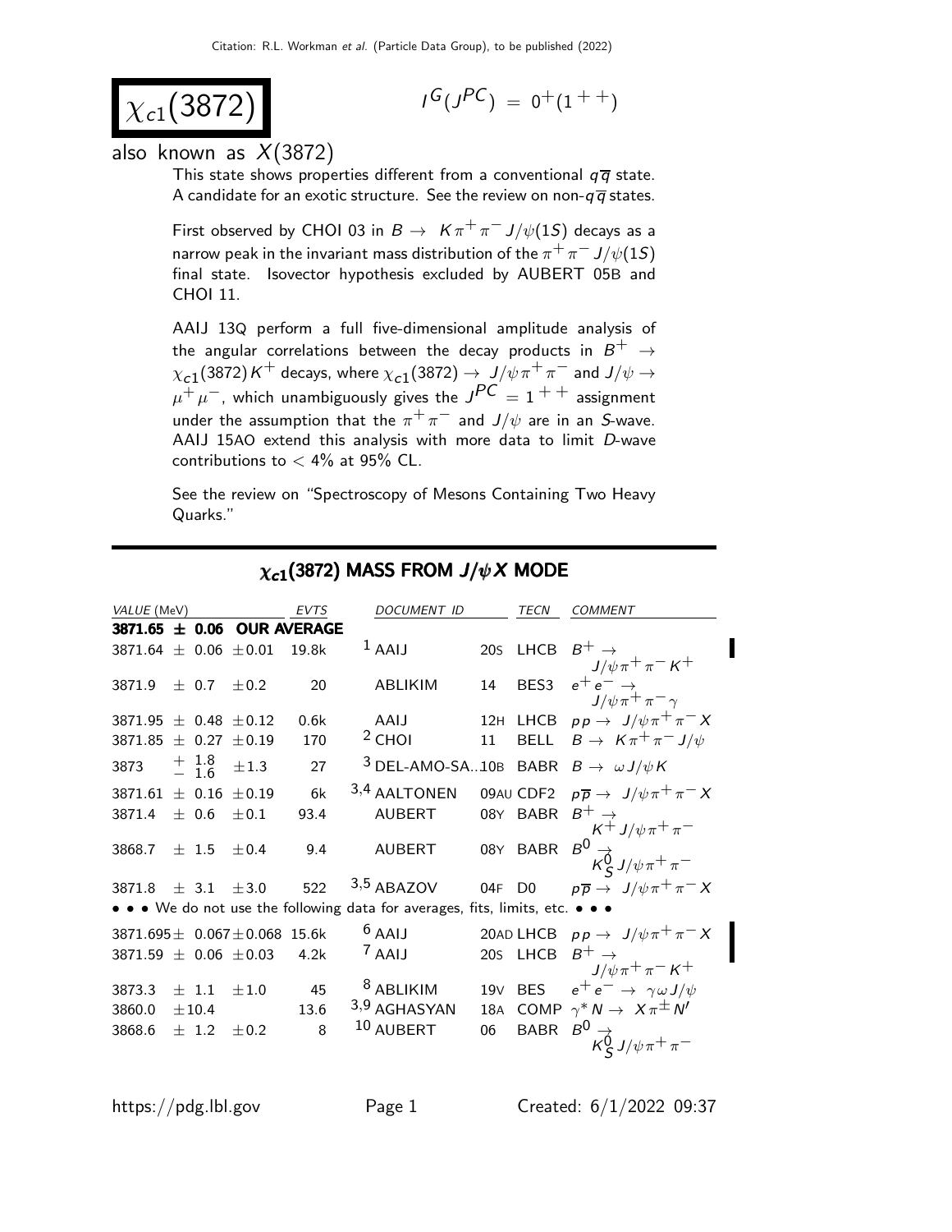# $\chi_{c1}(3872)$

$I^G(J^{PC}) = 0^+(1^{++})$

also known as $X(3872)$

This state shows properties different from a conventional $q\overline{q}$ state. A candidate for an exotic structure. See the review on non-$q\overline{q}$ states.

First observed by CHOI 03 in $B \rightarrow K\pi^+\pi^- J/\psi(1S)$ decays as a narrow peak in the invariant mass distribution of the $\pi^+\pi^- J/\psi(1S)$ final state. Isovector hypothesis excluded by AUBERT 05B and CHOI 11.

AAIJ 13Q perform a full five-dimensional amplitude analysis of the angular correlations between the decay products in $B^+ \rightarrow \chi_{c1}(3872)K^+$ decays, where $\chi_{c1}(3872) \rightarrow J/\psi\pi^+\pi^-$ and $J/\psi \rightarrow \mu^+\mu^-$, which unambiguously gives the $J^{PC} = 1^{++}$ assignment under the assumption that the $\pi^+\pi^-$ and $J/\psi$ are in an $S$-wave. AAIJ 15AO extend this analysis with more data to limit $D$-wave contributions to $< 4\%$ at 95% CL.

See the review on "Spectroscopy of Mesons Containing Two Heavy Quarks."

## $\chi_{c1}(3872)$ MASS FROM $J/\psi X$ MODE

| VALUE (MeV) | EVTS | DOCUMENT ID | | TECN | COMMENT |
|---|---|---|---|---|---|
| **3871.65 ± 0.06 OUR AVERAGE** | | | | | |
| 3871.64 ± 0.06 ± 0.01 | 19.8k | [1] AAIJ | 20S | LHCB | $B^+ \rightarrow J/\psi\pi^+\pi^- K^+$ |
| 3871.9 ± 0.7 ± 0.2 | 20 | ABLIKIM | 14 | BES3 | $e^+e^- \rightarrow J/\psi\pi^+\pi^-\gamma$ |
| 3871.95 ± 0.48 ± 0.12 | 0.6k | AAIJ | 12H | LHCB | $pp \rightarrow J/\psi\pi^+\pi^- X$ |
| 3871.85 ± 0.27 ± 0.19 | 170 | [2] CHOI | 11 | BELL | $B \rightarrow K\pi^+\pi^- J/\psi$ |
| 3873 $^{+1.8}_{-1.6}$ ± 1.3 | 27 | [3] DEL-AMO-SA... | 10B | BABR | $B \rightarrow \omega J/\psi K$ |
| 3871.61 ± 0.16 ± 0.19 | 6k | [3,4] AALTONEN | 09AU | CDF2 | $p\overline{p} \rightarrow J/\psi\pi^+\pi^- X$ |
| 3871.4 ± 0.6 ± 0.1 | 93.4 | AUBERT | 08Y | BABR | $B^+ \rightarrow K^+ J/\psi\pi^+\pi^-$ |
| 3868.7 ± 1.5 ± 0.4 | 9.4 | AUBERT | 08Y | BABR | $B^0 \rightarrow K^0_S J/\psi\pi^+\pi^-$ |
| 3871.8 ± 3.1 ± 3.0 | 522 | [3,5] ABAZOV | 04F | D0 | $p\overline{p} \rightarrow J/\psi\pi^+\pi^- X$ |
| • • • We do not use the following data for averages, fits, limits, etc. • • • | | | | | |
| 3871.695 ± 0.067 ± 0.068 | 15.6k | [6] AAIJ | 20AD | LHCB | $pp \rightarrow J/\psi\pi^+\pi^- X$ |
| 3871.59 ± 0.06 ± 0.03 | 4.2k | [7] AAIJ | 20S | LHCB | $B^+ \rightarrow J/\psi\pi^+\pi^- K^+$ |
| 3873.3 ± 1.1 ± 1.0 | 45 | [8] ABLIKIM | 19V | BES | $e^+e^- \rightarrow \gamma\omega J/\psi$ |
| 3860.0 ± 10.4 | 13.6 | [3,9] AGHASYAN | 18A | COMP | $\gamma^* N \rightarrow X\pi^\pm N'$ |
| 3868.6 ± 1.2 ± 0.2 | 8 | [10] AUBERT | 06 | BABR | $B^0 \rightarrow K^0_S J/\psi\pi^+\pi^-$ |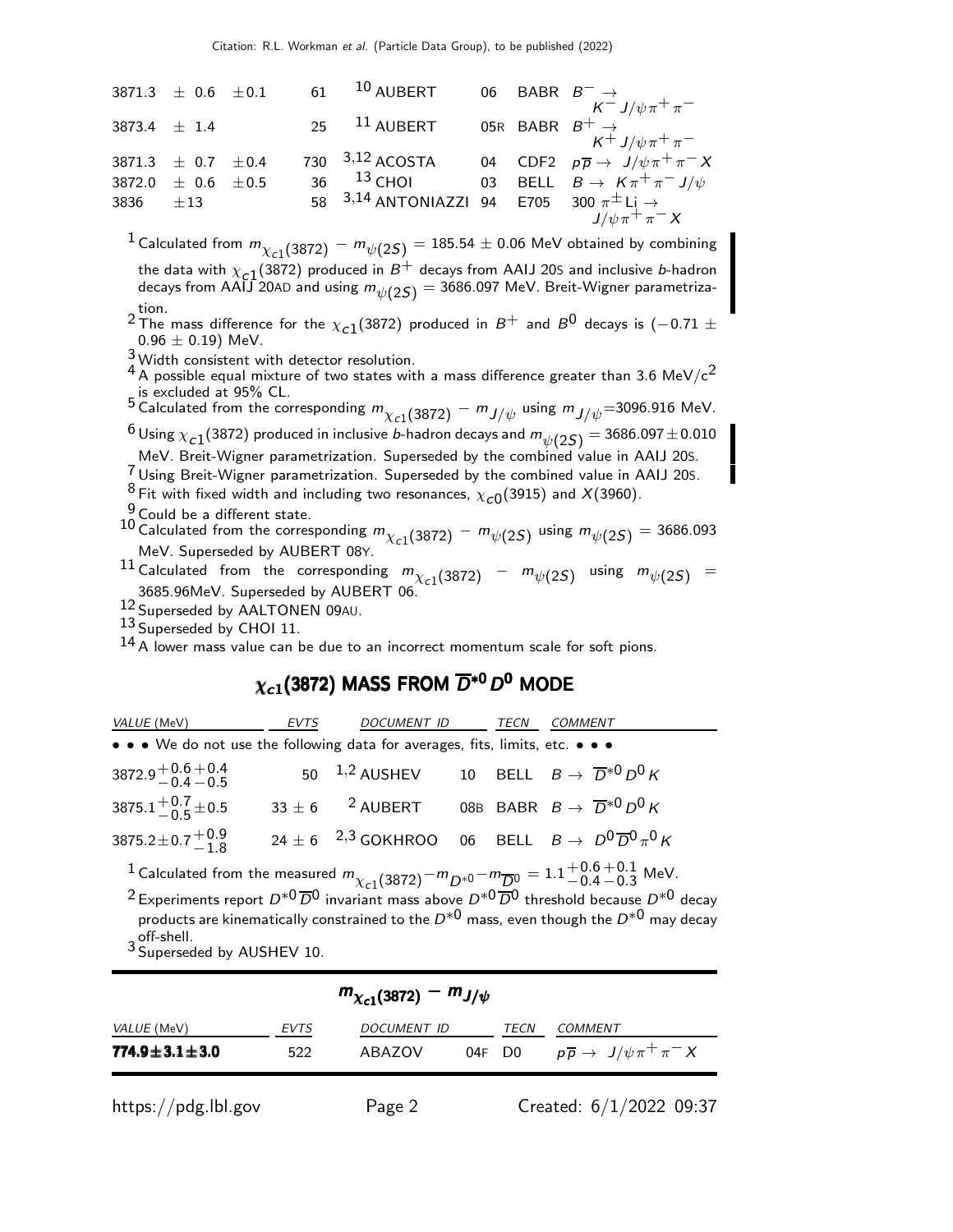| VALUE (MeV) | EVTS | DOCUMENT ID | | TECN | COMMENT |
|---|---|---|---|---|---|
| $3871.3 \pm 0.6 \pm 0.1$ | 61 | [10] AUBERT | 06 | BABR | $B^- \to K^- J/\psi \pi^+ \pi^-$ |
| $3873.4 \pm 1.4$ | 25 | [11] AUBERT | 05R | BABR | $B^+ \to K^+ J/\psi \pi^+ \pi^-$ |
| $3871.3 \pm 0.7 \pm 0.4$ | 730 | [3,12] ACOSTA | 04 | CDF2 | $p\overline{p} \to J/\psi \pi^+ \pi^- X$ |
| $3872.0 \pm 0.6 \pm 0.5$ | 36 | [13] CHOI | 03 | BELL | $B \to K \pi^+ \pi^- J/\psi$ |
| $3836 \pm 13$ | 58 | [3,14] ANTONIAZZI | 94 | E705 | $300\ \pi^{\pm}$ Li $\to J/\psi \pi^+ \pi^- X$ |

[1] Calculated from $m_{\chi_{c1}(3872)} - m_{\psi(2S)} = 185.54 \pm 0.06$ MeV obtained by combining the data with $\chi_{c1}(3872)$ produced in $B^+$ decays from AAIJ 20S and inclusive $b$-hadron decays from AAIJ 20AD and using $m_{\psi(2S)} = 3686.097$ MeV. Breit-Wigner parametrization.

[2] The mass difference for the $\chi_{c1}(3872)$ produced in $B^+$ and $B^0$ decays is $(-0.71 \pm 0.96 \pm 0.19)$ MeV.

[3] Width consistent with detector resolution.

[4] A possible equal mixture of two states with a mass difference greater than 3.6 MeV/$c^2$ is excluded at 95% CL.

[5] Calculated from the corresponding $m_{\chi_{c1}(3872)} - m_{J/\psi}$ using $m_{J/\psi}$=3096.916 MeV.

[6] Using $\chi_{c1}(3872)$ produced in inclusive $b$-hadron decays and $m_{\psi(2S)} = 3686.097 \pm 0.010$ MeV. Breit-Wigner parametrization. Superseded by the combined value in AAIJ 20S.

[7] Using Breit-Wigner parametrization. Superseded by the combined value in AAIJ 20S.

[8] Fit with fixed width and including two resonances, $\chi_{c0}(3915)$ and $X(3960)$.

[9] Could be a different state.

[10] Calculated from the corresponding $m_{\chi_{c1}(3872)} - m_{\psi(2S)}$ using $m_{\psi(2S)} = 3686.093$ MeV. Superseded by AUBERT 08Y.

[11] Calculated from the corresponding $m_{\chi_{c1}(3872)} - m_{\psi(2S)}$ using $m_{\psi(2S)} =$ 3685.96MeV. Superseded by AUBERT 06.

[12] Superseded by AALTONEN 09AU.

[13] Superseded by CHOI 11.

[14] A lower mass value can be due to an incorrect momentum scale for soft pions.

## $\chi_{c1}(3872)$ MASS FROM $\overline{D}^{*0} D^0$ MODE

| VALUE (MeV) | EVTS | DOCUMENT ID | | TECN | COMMENT |
|---|---|---|---|---|---|
| • • • We do not use the following data for averages, fits, limits, etc. • • • | | | | | |
| $3872.9^{+0.6}_{-0.4}{}^{+0.4}_{-0.5}$ | 50 | [1,2] AUSHEV | 10 | BELL | $B \to \overline{D}^{*0} D^0 K$ |
| $3875.1^{+0.7}_{-0.5} \pm 0.5$ | $33 \pm 6$ | [2] AUBERT | 08B | BABR | $B \to \overline{D}^{*0} D^0 K$ |
| $3875.2 \pm 0.7^{+0.9}_{-1.8}$ | $24 \pm 6$ | [2,3] GOKHROO | 06 | BELL | $B \to D^0 \overline{D}^0 \pi^0 K$ |

[1] Calculated from the measured $m_{\chi_{c1}(3872)} - m_{D^{*0}} - m_{\overline{D}^0} = 1.1^{+0.6}_{-0.4}{}^{+0.1}_{-0.3}$ MeV.

[2] Experiments report $D^{*0}\overline{D}^0$ invariant mass above $D^{*0}\overline{D}^0$ threshold because $D^{*0}$ decay products are kinematically constrained to the $D^{*0}$ mass, even though the $D^{*0}$ may decay off-shell.

[3] Superseded by AUSHEV 10.

## $m_{\chi_{c1}(3872)} - m_{J/\psi}$

| VALUE (MeV) | EVTS | DOCUMENT ID | | TECN | COMMENT |
|---|---|---|---|---|---|
| **$774.9 \pm 3.1 \pm 3.0$** | 522 | ABAZOV | 04F | D0 | $p\overline{p} \to J/\psi \pi^+ \pi^- X$ |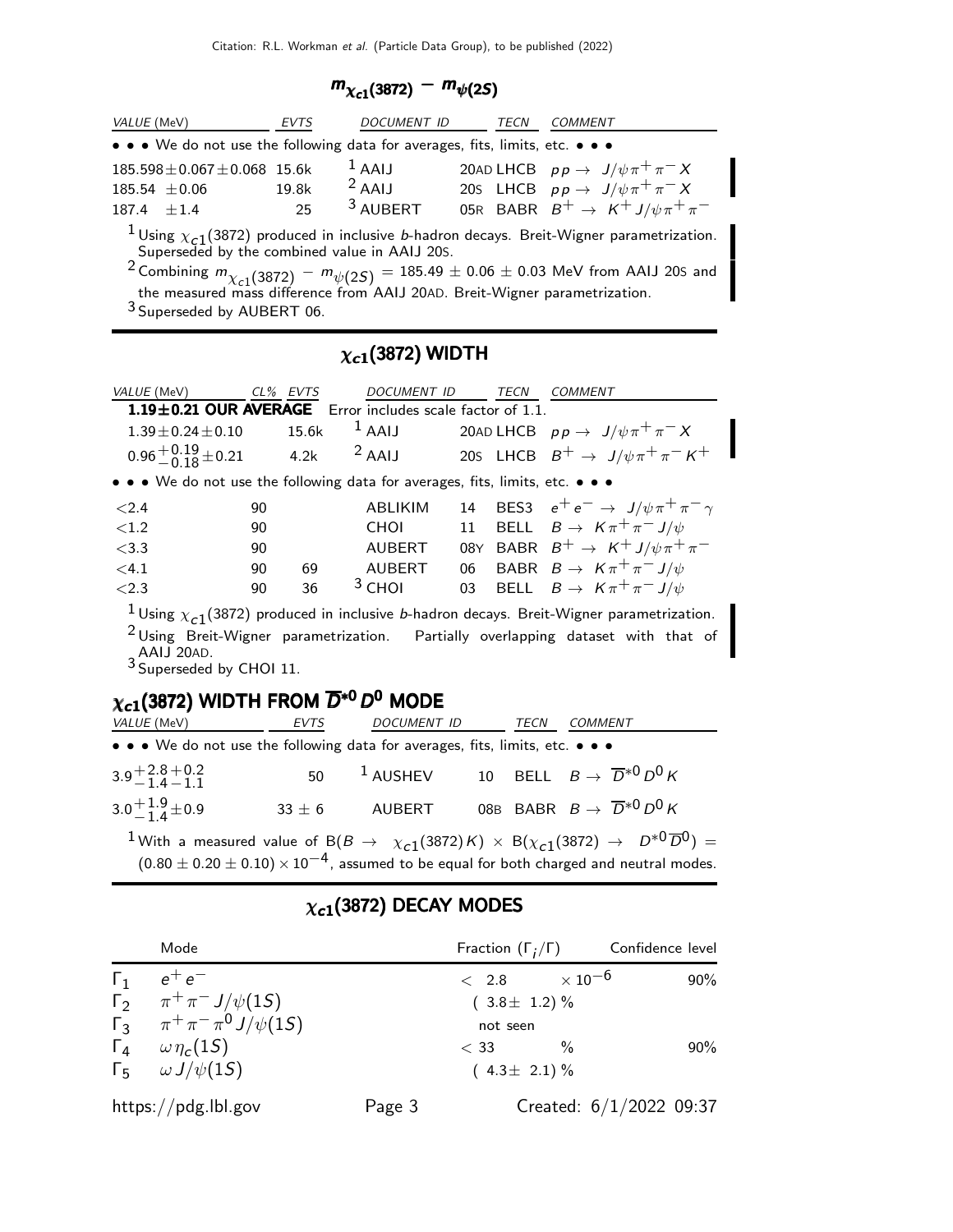## $m_{\chi_{c1}(3872)} - m_{\psi(2S)}$

| VALUE (MeV) | EVTS | DOCUMENT ID | TECN | COMMENT |
|---|---|---|---|---|
| • • • We do not use the following data for averages, fits, limits, etc. • • • | | | | |
| $185.598 \pm 0.067 \pm 0.068$ | 15.6k | [1] AAIJ | 20AD LHCB | $pp \to J/\psi \pi^+ \pi^- X$ |
| $185.54 \pm 0.06$ | 19.8k | [2] AAIJ | 20S LHCB | $pp \to J/\psi \pi^+ \pi^- X$ |
| $187.4 \pm 1.4$ | 25 | [3] AUBERT | 05R BABR | $B^+ \to K^+ J/\psi \pi^+ \pi^-$ |

[1] Using $\chi_{c1}(3872)$ produced in inclusive $b$-hadron decays. Breit-Wigner parametrization. Superseded by the combined value in AAIJ 20S.

[2] Combining $m_{\chi_{c1}(3872)} - m_{\psi(2S)} = 185.49 \pm 0.06 \pm 0.03$ MeV from AAIJ 20S and the measured mass difference from AAIJ 20AD. Breit-Wigner parametrization.

[3] Superseded by AUBERT 06.

## $\chi_{c1}(3872)$ WIDTH

| VALUE (MeV) | CL% | EVTS | DOCUMENT ID | TECN | COMMENT |
|---|---|---|---|---|---|
| **1.19±0.21 OUR AVERAGE** | | | Error includes scale factor of 1.1. | | |
| $1.39 \pm 0.24 \pm 0.10$ | | 15.6k | [1] AAIJ | 20AD LHCB | $pp \to J/\psi \pi^+ \pi^- X$ |
| $0.96^{+0.19}_{-0.18} \pm 0.21$ | | 4.2k | [2] AAIJ | 20S LHCB | $B^+ \to J/\psi \pi^+ \pi^- K^+$ |
| • • • We do not use the following data for averages, fits, limits, etc. • • • | | | | | |
| $<2.4$ | 90 | | ABLIKIM | 14 BES3 | $e^+ e^- \to J/\psi \pi^+ \pi^- \gamma$ |
| $<1.2$ | 90 | | CHOI | 11 BELL | $B \to K \pi^+ \pi^- J/\psi$ |
| $<3.3$ | 90 | | AUBERT | 08Y BABR | $B^+ \to K^+ J/\psi \pi^+ \pi^-$ |
| $<4.1$ | 90 | 69 | AUBERT | 06 BABR | $B \to K \pi^+ \pi^- J/\psi$ |
| $<2.3$ | 90 | 36 | [3] CHOI | 03 BELL | $B \to K \pi^+ \pi^- J/\psi$ |

[1] Using $\chi_{c1}(3872)$ produced in inclusive $b$-hadron decays. Breit-Wigner parametrization.

[2] Using Breit-Wigner parametrization. Partially overlapping dataset with that of AAIJ 20AD.

[3] Superseded by CHOI 11.

## $\chi_{c1}(3872)$ WIDTH FROM $\overline{D}^{*0} D^0$ MODE

| VALUE (MeV) | EVTS | DOCUMENT ID | TECN | COMMENT |
|---|---|---|---|---|
| • • • We do not use the following data for averages, fits, limits, etc. • • • | | | | |
| $3.9^{+2.8+0.2}_{-1.4-1.1}$ | 50 | [1] AUSHEV | 10 BELL | $B \to \overline{D}^{*0} D^0 K$ |
| $3.0^{+1.9}_{-1.4} \pm 0.9$ | $33 \pm 6$ | AUBERT | 08B BABR | $B \to \overline{D}^{*0} D^0 K$ |

[1] With a measured value of $B(B \to \chi_{c1}(3872) K) \times B(\chi_{c1}(3872) \to D^{*0} \overline{D}^0) = (0.80 \pm 0.20 \pm 0.10) \times 10^{-4}$, assumed to be equal for both charged and neutral modes.

## $\chi_{c1}(3872)$ DECAY MODES

| | Mode | Fraction ($\Gamma_i/\Gamma$) | Confidence level |
|---|---|---|---|
| $\Gamma_1$ | $e^+ e^-$ | $< 2.8 \times 10^{-6}$ | 90% |
| $\Gamma_2$ | $\pi^+ \pi^- J/\psi(1S)$ | $(3.8 \pm 1.2)$ % | |
| $\Gamma_3$ | $\pi^+ \pi^- \pi^0 J/\psi(1S)$ | not seen | |
| $\Gamma_4$ | $\omega \eta_c(1S)$ | $< 33$ % | 90% |
| $\Gamma_5$ | $\omega J/\psi(1S)$ | $(4.3 \pm 2.1)$ % | |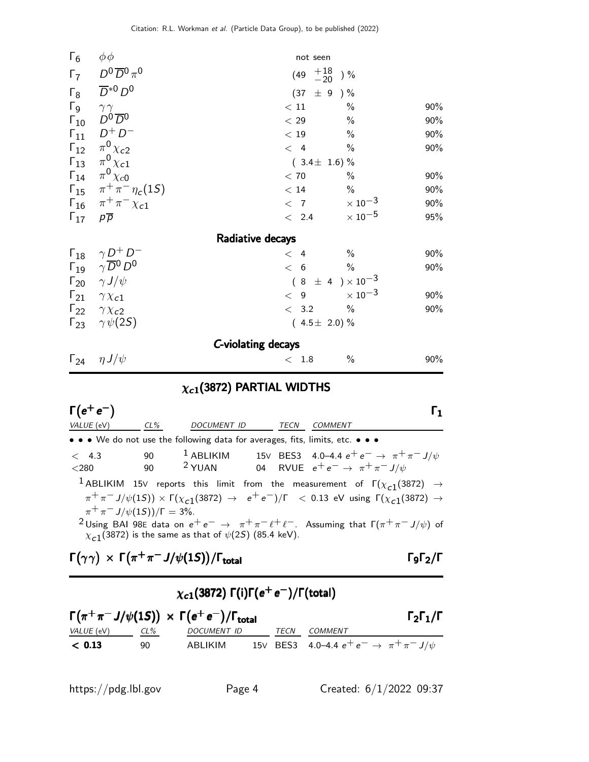| | Mode | Fraction ($\Gamma_i/\Gamma$) | | Confidence level |
|---|---|---|---|---|
| $\Gamma_6$ | $\phi\phi$ | not seen | | |
| $\Gamma_7$ | $D^0\overline{D}^0\pi^0$ | $(49\ {}^{+18}_{-20}\ )\ \%$ | | |
| $\Gamma_8$ | $\overline{D}^{*0}D^0$ | $(37\ \pm\ 9\ )\ \%$ | | |
| $\Gamma_9$ | $\gamma\gamma$ | $< 11$ | % | 90% |
| $\Gamma_{10}$ | $D^0\overline{D}^0$ | $< 29$ | % | 90% |
| $\Gamma_{11}$ | $D^+D^-$ | $< 19$ | % | 90% |
| $\Gamma_{12}$ | $\pi^0\chi_{c2}$ | $< 4$ | % | 90% |
| $\Gamma_{13}$ | $\pi^0\chi_{c1}$ | $(\ 3.4\pm\ 1.6)\ \%$ | | |
| $\Gamma_{14}$ | $\pi^0\chi_{c0}$ | $< 70$ | % | 90% |
| $\Gamma_{15}$ | $\pi^+\pi^-\eta_c(1S)$ | $< 14$ | % | 90% |
| $\Gamma_{16}$ | $\pi^+\pi^-\chi_{c1}$ | $< 7$ | $\times 10^{-3}$ | 90% |
| $\Gamma_{17}$ | $p\overline{p}$ | $< 2.4$ | $\times 10^{-5}$ | 95% |

**Radiative decays**

| | Mode | Fraction ($\Gamma_i/\Gamma$) | | Confidence level |
|---|---|---|---|---|
| $\Gamma_{18}$ | $\gamma D^+D^-$ | $< 4$ | % | 90% |
| $\Gamma_{19}$ | $\gamma\overline{D}^0D^0$ | $< 6$ | % | 90% |
| $\Gamma_{20}$ | $\gamma J/\psi$ | $(\ 8\ \pm\ 4\ )\times 10^{-3}$ | | |
| $\Gamma_{21}$ | $\gamma\chi_{c1}$ | $< 9$ | $\times 10^{-3}$ | 90% |
| $\Gamma_{22}$ | $\gamma\chi_{c2}$ | $< 3.2$ | % | 90% |
| $\Gamma_{23}$ | $\gamma\psi(2S)$ | $(\ 4.5\pm\ 2.0)\ \%$ | | |

***C*-violating decays**

| | Mode | Fraction ($\Gamma_i/\Gamma$) | | Confidence level |
|---|---|---|---|---|
| $\Gamma_{24}$ | $\eta J/\psi$ | $< 1.8$ | % | 90% |

## $\chi_{c1}(3872)$ PARTIAL WIDTHS

### $\Gamma(e^+e^-)$ $\qquad\qquad\qquad\qquad$ $\Gamma_1$

| VALUE (eV) | CL% | DOCUMENT ID | | TECN | COMMENT |
|---|---|---|---|---|---|
| • • • We do not use the following data for averages, fits, limits, etc. • • • | | | | | |
| $< 4.3$ | 90 | [1] ABLIKIM | 15V | BES3 | 4.0–4.4 $e^+e^- \rightarrow \pi^+\pi^- J/\psi$ |
| $<280$ | 90 | [2] YUAN | 04 | RVUE | $e^+e^- \rightarrow \pi^+\pi^- J/\psi$ |

[1] ABLIKIM 15V reports this limit from the measurement of $\Gamma(\chi_{c1}(3872) \rightarrow \pi^+\pi^- J/\psi(1S)) \times \Gamma(\chi_{c1}(3872) \rightarrow e^+e^-)/\Gamma < 0.13$ eV using $\Gamma(\chi_{c1}(3872) \rightarrow \pi^+\pi^- J/\psi(1S))/\Gamma = 3\%$.

[2] Using BAI 98E data on $e^+e^- \rightarrow \pi^+\pi^-\ell^+\ell^-$. Assuming that $\Gamma(\pi^+\pi^- J/\psi)$ of $\chi_{c1}(3872)$ is the same as that of $\psi(2S)$ (85.4 keV).

### $\Gamma(\gamma\gamma) \times \Gamma(\pi^+\pi^- J/\psi(1S))/\Gamma_{\text{total}}$ $\qquad\qquad\qquad\qquad$ $\Gamma_9\Gamma_2/\Gamma$

## $\chi_{c1}(3872)$ $\Gamma(i)\Gamma(e^+e^-)/\Gamma(\text{total})$

### $\Gamma(\pi^+\pi^- J/\psi(1S)) \times \Gamma(e^+e^-)/\Gamma_{\text{total}}$ $\qquad\qquad\qquad\qquad$ $\Gamma_2\Gamma_1/\Gamma$

| VALUE (eV) | CL% | DOCUMENT ID | | TECN | COMMENT |
|---|---|---|---|---|---|
| **$< 0.13$** | 90 | ABLIKIM | 15V | BES3 | 4.0–4.4 $e^+e^- \rightarrow \pi^+\pi^- J/\psi$ |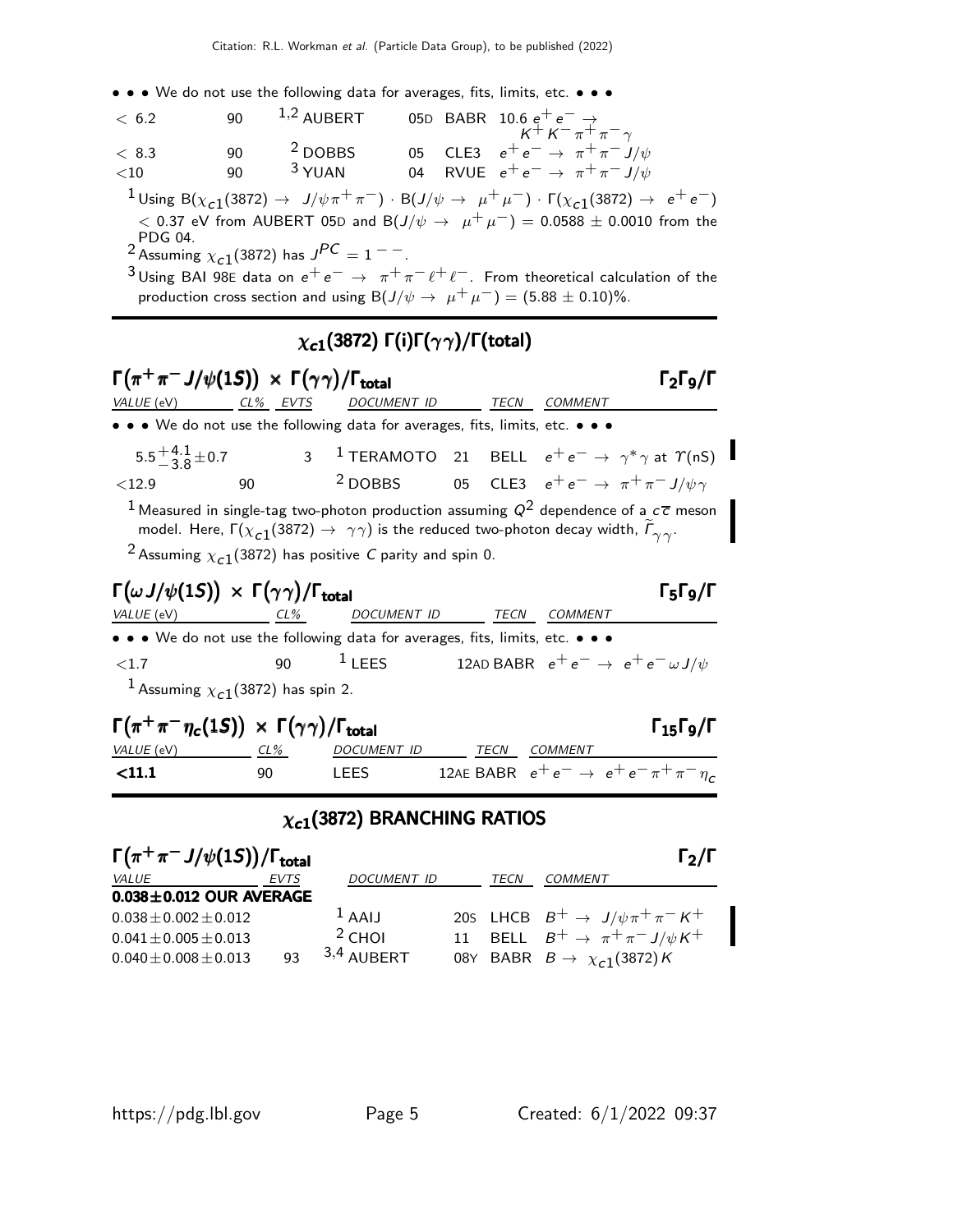• • • We do not use the following data for averages, fits, limits, etc. • • •

| | | | | |
|---|---|---|---|---|
| $< 6.2$ | 90 | [1,2] AUBERT | 05D BABR | $10.6\ e^+e^- \rightarrow K^+K^-\pi^+\pi^-\gamma$ |
| $< 8.3$ | 90 | [2] DOBBS | 05 CLE3 | $e^+e^- \rightarrow \pi^+\pi^- J/\psi$ |
| $<10$ | 90 | [3] YUAN | 04 RVUE | $e^+e^- \rightarrow \pi^+\pi^- J/\psi$ |

[1] Using $B(\chi_{c1}(3872) \rightarrow J/\psi\pi^+\pi^-) \cdot B(J/\psi \rightarrow \mu^+\mu^-) \cdot \Gamma(\chi_{c1}(3872) \rightarrow e^+e^-) < 0.37$ eV from AUBERT 05D and $B(J/\psi \rightarrow \mu^+\mu^-) = 0.0588 \pm 0.0010$ from the PDG 04.

[2] Assuming $\chi_{c1}(3872)$ has $J^{PC} = 1^{--}$.

[3] Using BAI 98E data on $e^+e^- \rightarrow \pi^+\pi^-\ell^+\ell^-$. From theoretical calculation of the production cross section and using $B(J/\psi \rightarrow \mu^+\mu^-) = (5.88 \pm 0.10)\%$.

## $\chi_{c1}(3872)$ $\Gamma(i)\Gamma(\gamma\gamma)/\Gamma(\text{total})$

### $\Gamma(\pi^+\pi^- J/\psi(1S)) \times \Gamma(\gamma\gamma)/\Gamma_{\text{total}}$ — $\Gamma_2\Gamma_9/\Gamma$

| VALUE (eV) | CL% | EVTS | DOCUMENT ID | | TECN | COMMENT |
|---|---|---|---|---|---|---|
| • • • We do not use the following data for averages, fits, limits, etc. • • • | | | | | | |
| $5.5^{+4.1}_{-3.8} \pm 0.7$ | | 3 | [1] TERAMOTO | 21 | BELL | $e^+e^- \rightarrow \gamma^*\gamma$ at $\Upsilon(nS)$ |
| $<12.9$ | 90 | | [2] DOBBS | 05 | CLE3 | $e^+e^- \rightarrow \pi^+\pi^- J/\psi\gamma$ |

[1] Measured in single-tag two-photon production assuming $Q^2$ dependence of a $c\overline{c}$ meson model. Here, $\Gamma(\chi_{c1}(3872) \rightarrow \gamma\gamma)$ is the reduced two-photon decay width, $\widetilde{\Gamma}_{\gamma\gamma}$.

[2] Assuming $\chi_{c1}(3872)$ has positive $C$ parity and spin 0.

### $\Gamma(\omega J/\psi(1S)) \times \Gamma(\gamma\gamma)/\Gamma_{\text{total}}$ — $\Gamma_5\Gamma_9/\Gamma$

| VALUE (eV) | CL% | DOCUMENT ID | | TECN | COMMENT |
|---|---|---|---|---|---|
| • • • We do not use the following data for averages, fits, limits, etc. • • • | | | | | |
| $<1.7$ | 90 | [1] LEES | 12AD | BABR | $e^+e^- \rightarrow e^+e^-\omega J/\psi$ |

[1] Assuming $\chi_{c1}(3872)$ has spin 2.

### $\Gamma(\pi^+\pi^-\eta_c(1S)) \times \Gamma(\gamma\gamma)/\Gamma_{\text{total}}$ — $\Gamma_{15}\Gamma_9/\Gamma$

| VALUE (eV) | CL% | DOCUMENT ID | | TECN | COMMENT |
|---|---|---|---|---|---|
| **<11.1** | 90 | LEES | 12AE | BABR | $e^+e^- \rightarrow e^+e^-\pi^+\pi^-\eta_c$ |

## $\chi_{c1}(3872)$ BRANCHING RATIOS

### $\Gamma(\pi^+\pi^- J/\psi(1S))/\Gamma_{\text{total}}$ — $\Gamma_2/\Gamma$

| VALUE | EVTS | DOCUMENT ID | | TECN | COMMENT |
|---|---|---|---|---|---|
| **0.038±0.012 OUR AVERAGE** | | | | | |
| $0.038 \pm 0.002 \pm 0.012$ | | [1] AAIJ | 20S | LHCB | $B^+ \rightarrow J/\psi\pi^+\pi^- K^+$ |
| $0.041 \pm 0.005 \pm 0.013$ | | [2] CHOI | 11 | BELL | $B^+ \rightarrow \pi^+\pi^- J/\psi K^+$ |
| $0.040 \pm 0.008 \pm 0.013$ | 93 | [3,4] AUBERT | 08Y | BABR | $B \rightarrow \chi_{c1}(3872)K$ |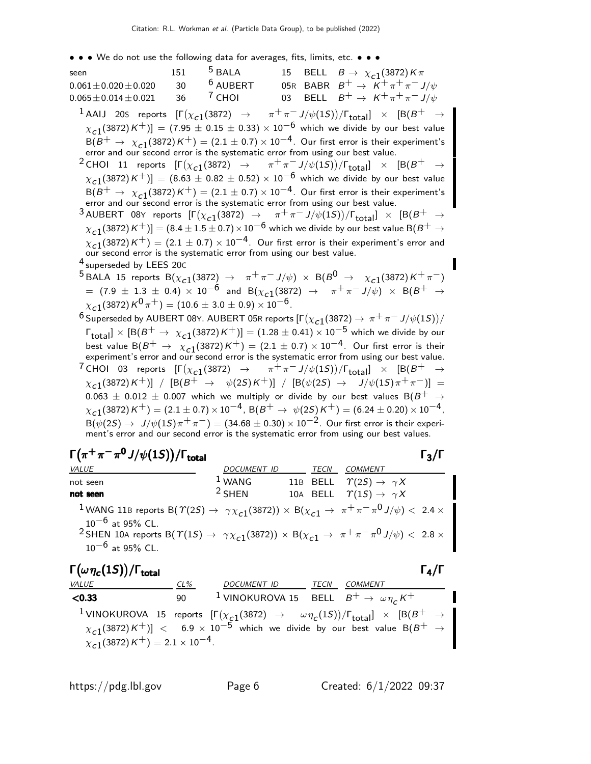• • • We do not use the following data for averages, fits, limits, etc. • • •

| | | | | | |
|---|---|---|---|---|---|
| seen | 151 | [5] BALA | 15 | BELL | $B \to \chi_{c1}(3872) K\pi$ |
| $0.061 \pm 0.020 \pm 0.020$ | 30 | [6] AUBERT | 05R | BABR | $B^+ \to K^+ \pi^+ \pi^- J/\psi$ |
| $0.065 \pm 0.014 \pm 0.021$ | 36 | [7] CHOI | 03 | BELL | $B^+ \to K^+ \pi^+ \pi^- J/\psi$ |

[1] AAIJ 20S reports $[\Gamma(\chi_{c1}(3872) \to \pi^+\pi^- J/\psi(1S))/\Gamma_{total}] \times [B(B^+ \to \chi_{c1}(3872) K^+)] = (7.95 \pm 0.15 \pm 0.33) \times 10^{-6}$ which we divide by our best value $B(B^+ \to \chi_{c1}(3872) K^+) = (2.1 \pm 0.7) \times 10^{-4}$. Our first error is their experiment's error and our second error is the systematic error from using our best value.

[2] CHOI 11 reports $[\Gamma(\chi_{c1}(3872) \to \pi^+\pi^- J/\psi(1S))/\Gamma_{total}] \times [B(B^+ \to \chi_{c1}(3872) K^+)] = (8.63 \pm 0.82 \pm 0.52) \times 10^{-6}$ which we divide by our best value $B(B^+ \to \chi_{c1}(3872) K^+) = (2.1 \pm 0.7) \times 10^{-4}$. Our first error is their experiment's error and our second error is the systematic error from using our best value.

[3] AUBERT 08Y reports $[\Gamma(\chi_{c1}(3872) \to \pi^+\pi^- J/\psi(1S))/\Gamma_{total}] \times [B(B^+ \to \chi_{c1}(3872) K^+)] = (8.4 \pm 1.5 \pm 0.7) \times 10^{-6}$ which we divide by our best value $B(B^+ \to \chi_{c1}(3872) K^+) = (2.1 \pm 0.7) \times 10^{-4}$. Our first error is their experiment's error and our second error is the systematic error from using our best value.

[4] superseded by LEES 20C

[5] BALA 15 reports $B(\chi_{c1}(3872) \to \pi^+\pi^- J/\psi) \times B(B^0 \to \chi_{c1}(3872) K^+ \pi^-) = (7.9 \pm 1.3 \pm 0.4) \times 10^{-6}$ and $B(\chi_{c1}(3872) \to \pi^+\pi^- J/\psi) \times B(B^+ \to \chi_{c1}(3872) K^0 \pi^+) = (10.6 \pm 3.0 \pm 0.9) \times 10^{-6}$.

[6] Superseded by AUBERT 08Y. AUBERT 05R reports $[\Gamma(\chi_{c1}(3872) \to \pi^+\pi^- J/\psi(1S))/\Gamma_{total}] \times [B(B^+ \to \chi_{c1}(3872) K^+)] = (1.28 \pm 0.41) \times 10^{-5}$ which we divide by our best value $B(B^+ \to \chi_{c1}(3872) K^+) = (2.1 \pm 0.7) \times 10^{-4}$. Our first error is their experiment's error and our second error is the systematic error from using our best value.

[7] CHOI 03 reports $[\Gamma(\chi_{c1}(3872) \to \pi^+\pi^- J/\psi(1S))/\Gamma_{total}] \times [B(B^+ \to \chi_{c1}(3872) K^+)] / [B(B^+ \to \psi(2S) K^+)] / [B(\psi(2S) \to J/\psi(1S)\pi^+\pi^-)] = 0.063 \pm 0.012 \pm 0.007$ which we multiply or divide by our best values $B(B^+ \to \chi_{c1}(3872) K^+) = (2.1 \pm 0.7) \times 10^{-4}$, $B(B^+ \to \psi(2S) K^+) = (6.24 \pm 0.20) \times 10^{-4}$, $B(\psi(2S) \to J/\psi(1S)\pi^+\pi^-) = (34.68 \pm 0.30) \times 10^{-2}$. Our first error is their experiment's error and our second error is the systematic error from using our best values.

## $\Gamma(\pi^+\pi^-\pi^0 J/\psi(1S))/\Gamma_{total}$ $\qquad\qquad\qquad\qquad\qquad\qquad\qquad\qquad$ $\Gamma_3/\Gamma$

| VALUE | DOCUMENT ID | | TECN | COMMENT |
|---|---|---|---|---|
| not seen | [1] WANG | 11B | BELL | $\Upsilon(2S) \to \gamma X$ |
| **not seen** | [2] SHEN | 10A | BELL | $\Upsilon(1S) \to \gamma X$ |

[1] WANG 11B reports $B(\Upsilon(2S) \to \gamma\chi_{c1}(3872)) \times B(\chi_{c1} \to \pi^+\pi^-\pi^0 J/\psi) < 2.4 \times 10^{-6}$ at 95% CL.

[2] SHEN 10A reports $B(\Upsilon(1S) \to \gamma\chi_{c1}(3872)) \times B(\chi_{c1} \to \pi^+\pi^-\pi^0 J/\psi) < 2.8 \times 10^{-6}$ at 95% CL.

## $\Gamma(\omega\eta_c(1S))/\Gamma_{total}$ $\qquad\qquad\qquad\qquad\qquad\qquad\qquad\qquad\qquad\qquad$ $\Gamma_4/\Gamma$

| VALUE | CL% | DOCUMENT ID | | TECN | COMMENT |
|---|---|---|---|---|---|
| **<0.33** | 90 | [1] VINOKUROVA | 15 | BELL | $B^+ \to \omega\eta_c K^+$ |

[1] VINOKUROVA 15 reports $[\Gamma(\chi_{c1}(3872) \to \omega\eta_c(1S))/\Gamma_{total}] \times [B(B^+ \to \chi_{c1}(3872) K^+)] < 6.9 \times 10^{-5}$ which we divide by our best value $B(B^+ \to \chi_{c1}(3872) K^+) = 2.1 \times 10^{-4}$.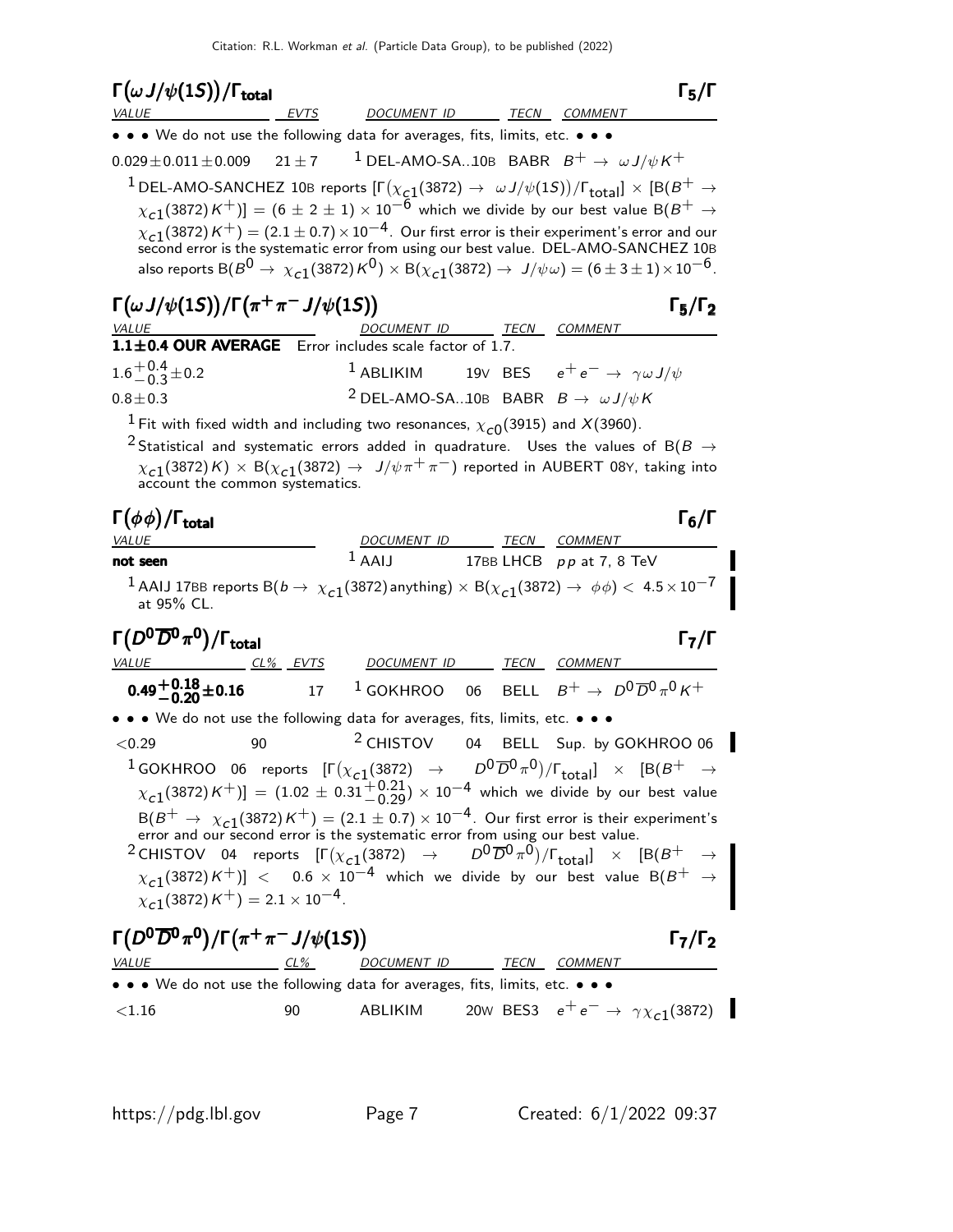## $\Gamma(\omega J/\psi(1S))/\Gamma_{total}$ — $\Gamma_5/\Gamma$

| VALUE | EVTS | DOCUMENT ID | TECN | COMMENT |
|---|---|---|---|---|
| • • • We do not use the following data for averages, fits, limits, etc. • • • | | | | |
| $0.029\pm0.011\pm0.009$ | $21\pm7$ | [1] DEL-AMO-SA..10B | BABR | $B^+ \to \omega J/\psi K^+$ |

[1] DEL-AMO-SANCHEZ 10B reports $[\Gamma(\chi_{c1}(3872) \to \omega J/\psi(1S))/\Gamma_{total}] \times [B(B^+ \to \chi_{c1}(3872) K^+)] = (6 \pm 2 \pm 1) \times 10^{-6}$ which we divide by our best value $B(B^+ \to \chi_{c1}(3872) K^+) = (2.1 \pm 0.7) \times 10^{-4}$. Our first error is their experiment's error and our second error is the systematic error from using our best value. DEL-AMO-SANCHEZ 10B also reports $B(B^0 \to \chi_{c1}(3872) K^0) \times B(\chi_{c1}(3872) \to J/\psi\omega) = (6 \pm 3 \pm 1) \times 10^{-6}$.

## $\Gamma(\omega J/\psi(1S))/\Gamma(\pi^+\pi^- J/\psi(1S))$ — $\Gamma_5/\Gamma_2$

| VALUE | DOCUMENT ID | TECN | COMMENT |
|---|---|---|---|
| **1.1±0.4 OUR AVERAGE** Error includes scale factor of 1.7. | | | |
| $1.6^{+0.4}_{-0.3}\pm0.2$ | [1] ABLIKIM 19V | BES | $e^+e^- \to \gamma\omega J/\psi$ |
| $0.8\pm0.3$ | [2] DEL-AMO-SA..10B | BABR | $B \to \omega J/\psi K$ |

[1] Fit with fixed width and including two resonances, $\chi_{c0}(3915)$ and $X(3960)$.

[2] Statistical and systematic errors added in quadrature. Uses the values of $B(B \to \chi_{c1}(3872) K) \times B(\chi_{c1}(3872) \to J/\psi\pi^+\pi^-)$ reported in AUBERT 08Y, taking into account the common systematics.

## $\Gamma(\phi\phi)/\Gamma_{total}$ — $\Gamma_6/\Gamma$

| VALUE | DOCUMENT ID | TECN | COMMENT |
|---|---|---|---|
| **not seen** | [1] AAIJ 17BB | LHCB | $pp$ at 7, 8 TeV |

[1] AAIJ 17BB reports $B(b \to \chi_{c1}(3872)\text{anything}) \times B(\chi_{c1}(3872) \to \phi\phi) < 4.5 \times 10^{-7}$ at 95% CL.

## $\Gamma(D^0\overline{D}^0\pi^0)/\Gamma_{total}$ — $\Gamma_7/\Gamma$

| VALUE | CL% | EVTS | DOCUMENT ID | TECN | COMMENT |
|---|---|---|---|---|---|
| $\mathbf{0.49^{+0.18}_{-0.20}\pm0.16}$ | | 17 | [1] GOKHROO 06 | BELL | $B^+ \to D^0\overline{D}^0\pi^0 K^+$ |
| • • • We do not use the following data for averages, fits, limits, etc. • • • | | | | | |
| $<0.29$ | 90 | | [2] CHISTOV 04 | BELL | Sup. by GOKHROO 06 |

[1] GOKHROO 06 reports $[\Gamma(\chi_{c1}(3872) \to D^0\overline{D}^0\pi^0)/\Gamma_{total}] \times [B(B^+ \to \chi_{c1}(3872) K^+)] = (1.02 \pm 0.31^{+0.21}_{-0.29}) \times 10^{-4}$ which we divide by our best value $B(B^+ \to \chi_{c1}(3872) K^+) = (2.1 \pm 0.7) \times 10^{-4}$. Our first error is their experiment's error and our second error is the systematic error from using our best value.

[2] CHISTOV 04 reports $[\Gamma(\chi_{c1}(3872) \to D^0\overline{D}^0\pi^0)/\Gamma_{total}] \times [B(B^+ \to \chi_{c1}(3872) K^+)] < 0.6 \times 10^{-4}$ which we divide by our best value $B(B^+ \to \chi_{c1}(3872) K^+) = 2.1 \times 10^{-4}$.

## $\Gamma(D^0\overline{D}^0\pi^0)/\Gamma(\pi^+\pi^- J/\psi(1S))$ — $\Gamma_7/\Gamma_2$

| VALUE | CL% | DOCUMENT ID | TECN | COMMENT |
|---|---|---|---|---|
| • • • We do not use the following data for averages, fits, limits, etc. • • • | | | | |
| $<1.16$ | 90 | ABLIKIM 20W | BES3 | $e^+e^- \to \gamma\chi_{c1}(3872)$ |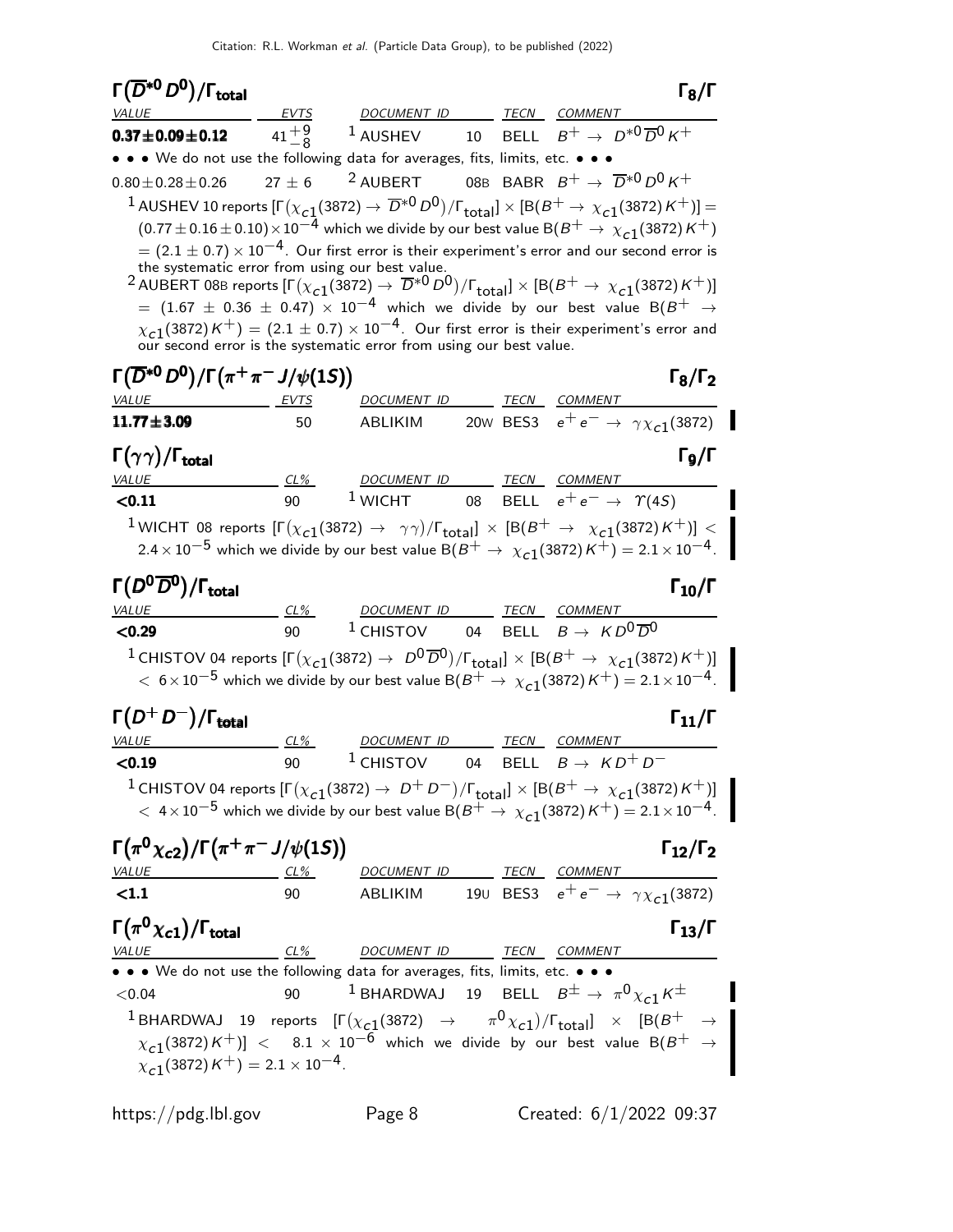### $\Gamma(\overline{D}^{*0} D^0)/\Gamma_{\text{total}}$ — $\Gamma_8/\Gamma$

| VALUE | EVTS | DOCUMENT ID | | TECN | COMMENT |
|---|---|---|---|---|---|
| **0.37±0.09±0.12** | $41^{+9}_{-8}$ | [1] AUSHEV | 10 | BELL | $B^+ \to D^{*0}\overline{D}^0 K^+$ |
| • • • We do not use the following data for averages, fits, limits, etc. • • • | | | | | |
| $0.80\pm0.28\pm0.26$ | $27\pm6$ | [2] AUBERT | 08B | BABR | $B^+ \to \overline{D}^{*0} D^0 K^+$ |

[1] AUSHEV 10 reports $[\Gamma(\chi_{c1}(3872) \to \overline{D}^{*0} D^0)/\Gamma_{\text{total}}] \times [B(B^+ \to \chi_{c1}(3872) K^+)] = (0.77 \pm 0.16 \pm 0.10) \times 10^{-4}$ which we divide by our best value $B(B^+ \to \chi_{c1}(3872) K^+) = (2.1 \pm 0.7) \times 10^{-4}$. Our first error is their experiment's error and our second error is the systematic error from using our best value.

[2] AUBERT 08B reports $[\Gamma(\chi_{c1}(3872) \to \overline{D}^{*0} D^0)/\Gamma_{\text{total}}] \times [B(B^+ \to \chi_{c1}(3872) K^+)] = (1.67 \pm 0.36 \pm 0.47) \times 10^{-4}$ which we divide by our best value $B(B^+ \to \chi_{c1}(3872) K^+) = (2.1 \pm 0.7) \times 10^{-4}$. Our first error is their experiment's error and our second error is the systematic error from using our best value.

### $\Gamma(\overline{D}^{*0} D^0)/\Gamma(\pi^+\pi^- J/\psi(1S))$ — $\Gamma_8/\Gamma_2$

| VALUE | EVTS | DOCUMENT ID | | TECN | COMMENT |
|---|---|---|---|---|---|
| **11.77±3.09** | 50 | ABLIKIM | 20W | BES3 | $e^+e^- \to \gamma\chi_{c1}(3872)$ |

### $\Gamma(\gamma\gamma)/\Gamma_{\text{total}}$ — $\Gamma_9/\Gamma$

| VALUE | CL% | DOCUMENT ID | | TECN | COMMENT |
|---|---|---|---|---|---|
| **<0.11** | 90 | [1] WICHT | 08 | BELL | $e^+e^- \to \Upsilon(4S)$ |

[1] WICHT 08 reports $[\Gamma(\chi_{c1}(3872) \to \gamma\gamma)/\Gamma_{\text{total}}] \times [B(B^+ \to \chi_{c1}(3872) K^+)] < 2.4 \times 10^{-5}$ which we divide by our best value $B(B^+ \to \chi_{c1}(3872) K^+) = 2.1 \times 10^{-4}$.

### $\Gamma(D^0\overline{D}^0)/\Gamma_{\text{total}}$ — $\Gamma_{10}/\Gamma$

| VALUE | CL% | DOCUMENT ID | | TECN | COMMENT |
|---|---|---|---|---|---|
| **<0.29** | 90 | [1] CHISTOV | 04 | BELL | $B \to K D^0\overline{D}^0$ |

[1] CHISTOV 04 reports $[\Gamma(\chi_{c1}(3872) \to D^0\overline{D}^0)/\Gamma_{\text{total}}] \times [B(B^+ \to \chi_{c1}(3872) K^+)] < 6 \times 10^{-5}$ which we divide by our best value $B(B^+ \to \chi_{c1}(3872) K^+) = 2.1 \times 10^{-4}$.

### $\Gamma(D^+D^-)/\Gamma_{\text{total}}$ — $\Gamma_{11}/\Gamma$

| VALUE | CL% | DOCUMENT ID | | TECN | COMMENT |
|---|---|---|---|---|---|
| **<0.19** | 90 | [1] CHISTOV | 04 | BELL | $B \to K D^+ D^-$ |

[1] CHISTOV 04 reports $[\Gamma(\chi_{c1}(3872) \to D^+D^-)/\Gamma_{\text{total}}] \times [B(B^+ \to \chi_{c1}(3872) K^+)] < 4 \times 10^{-5}$ which we divide by our best value $B(B^+ \to \chi_{c1}(3872) K^+) = 2.1 \times 10^{-4}$.

### $\Gamma(\pi^0\chi_{c2})/\Gamma(\pi^+\pi^- J/\psi(1S))$ — $\Gamma_{12}/\Gamma_2$

| VALUE | CL% | DOCUMENT ID | | TECN | COMMENT |
|---|---|---|---|---|---|
| **<1.1** | 90 | ABLIKIM | 19U | BES3 | $e^+e^- \to \gamma\chi_{c1}(3872)$ |

### $\Gamma(\pi^0\chi_{c1})/\Gamma_{\text{total}}$ — $\Gamma_{13}/\Gamma$

| VALUE | CL% | DOCUMENT ID | | TECN | COMMENT |
|---|---|---|---|---|---|
| • • • We do not use the following data for averages, fits, limits, etc. • • • | | | | | |
| $<0.04$ | 90 | [1] BHARDWAJ | 19 | BELL | $B^\pm \to \pi^0\chi_{c1}K^\pm$ |

[1] BHARDWAJ 19 reports $[\Gamma(\chi_{c1}(3872) \to \pi^0\chi_{c1})/\Gamma_{\text{total}}] \times [B(B^+ \to \chi_{c1}(3872) K^+)] < 8.1 \times 10^{-6}$ which we divide by our best value $B(B^+ \to \chi_{c1}(3872) K^+) = 2.1 \times 10^{-4}$.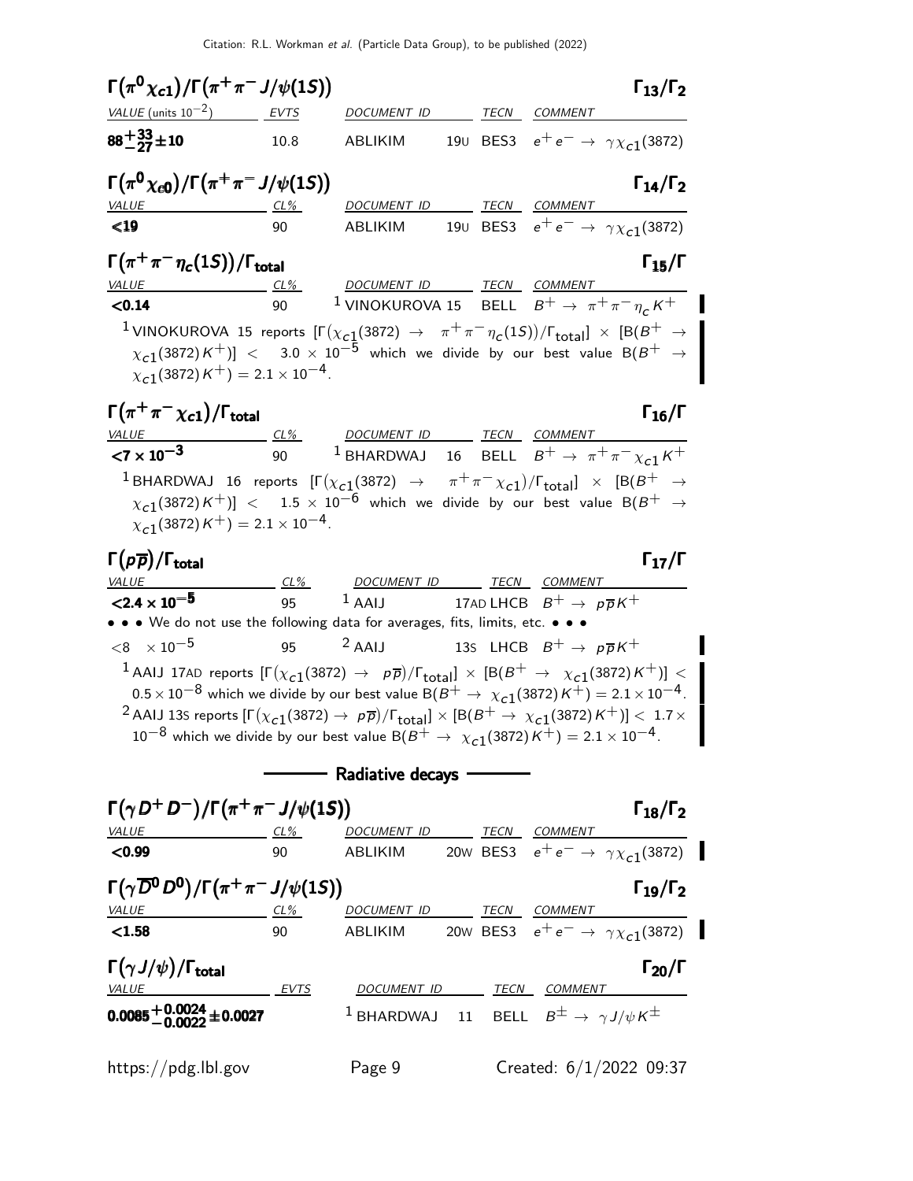### $\Gamma(\pi^0 \chi_{c1})/\Gamma(\pi^+\pi^- J/\psi(1S))$ — $\Gamma_{13}/\Gamma_2$

| VALUE (units $10^{-2}$) | EVTS | DOCUMENT ID | | TECN | COMMENT |
|---|---|---|---|---|---|
| $\mathbf{88^{+33}_{-27}\pm10}$ | 10.8 | ABLIKIM | 19U | BES3 | $e^+e^- \rightarrow \gamma\chi_{c1}(3872)$ |

### $\Gamma(\pi^0 \chi_{c0})/\Gamma(\pi^+\pi^- J/\psi(1S))$ — $\Gamma_{14}/\Gamma_2$

| VALUE | CL% | DOCUMENT ID | | TECN | COMMENT |
|---|---|---|---|---|---|
| $\mathbf{<19}$ | 90 | ABLIKIM | 19U | BES3 | $e^+e^- \rightarrow \gamma\chi_{c1}(3872)$ |

### $\Gamma(\pi^+\pi^- \eta_c(1S))/\Gamma_{\text{total}}$ — $\Gamma_{15}/\Gamma$

| VALUE | CL% | DOCUMENT ID | | TECN | COMMENT |
|---|---|---|---|---|---|
| $\mathbf{<0.14}$ | 90 | [1] VINOKUROVA | 15 | BELL | $B^+ \rightarrow \pi^+\pi^-\eta_c K^+$ |

[1] VINOKUROVA 15 reports $[\Gamma(\chi_{c1}(3872) \rightarrow \pi^+\pi^-\eta_c(1S))/\Gamma_{\text{total}}] \times [B(B^+ \rightarrow \chi_{c1}(3872)K^+)] < 3.0 \times 10^{-5}$ which we divide by our best value $B(B^+ \rightarrow \chi_{c1}(3872)K^+) = 2.1 \times 10^{-4}$.

### $\Gamma(\pi^+\pi^- \chi_{c1})/\Gamma_{\text{total}}$ — $\Gamma_{16}/\Gamma$

| VALUE | CL% | DOCUMENT ID | | TECN | COMMENT |
|---|---|---|---|---|---|
| $\mathbf{<7 \times 10^{-3}}$ | 90 | [1] BHARDWAJ | 16 | BELL | $B^+ \rightarrow \pi^+\pi^-\chi_{c1}K^+$ |

[1] BHARDWAJ 16 reports $[\Gamma(\chi_{c1}(3872) \rightarrow \pi^+\pi^-\chi_{c1})/\Gamma_{\text{total}}] \times [B(B^+ \rightarrow \chi_{c1}(3872)K^+)] < 1.5 \times 10^{-6}$ which we divide by our best value $B(B^+ \rightarrow \chi_{c1}(3872)K^+) = 2.1 \times 10^{-4}$.

### $\Gamma(p\overline{p})/\Gamma_{\text{total}}$ — $\Gamma_{17}/\Gamma$

| VALUE | CL% | DOCUMENT ID | | TECN | COMMENT |
|---|---|---|---|---|---|
| $\mathbf{<2.4 \times 10^{-5}}$ | 95 | [1] AAIJ | 17AD | LHCB | $B^+ \rightarrow p\overline{p}K^+$ |
| • • • We do not use the following data for averages, fits, limits, etc. • • • | | | | | |
| $<8 \times 10^{-5}$ | 95 | [2] AAIJ | 13S | LHCB | $B^+ \rightarrow p\overline{p}K^+$ |

[1] AAIJ 17AD reports $[\Gamma(\chi_{c1}(3872) \rightarrow p\overline{p})/\Gamma_{\text{total}}] \times [B(B^+ \rightarrow \chi_{c1}(3872)K^+)] < 0.5 \times 10^{-8}$ which we divide by our best value $B(B^+ \rightarrow \chi_{c1}(3872)K^+) = 2.1 \times 10^{-4}$.

[2] AAIJ 13S reports $[\Gamma(\chi_{c1}(3872) \rightarrow p\overline{p})/\Gamma_{\text{total}}] \times [B(B^+ \rightarrow \chi_{c1}(3872)K^+)] < 1.7 \times 10^{-8}$ which we divide by our best value $B(B^+ \rightarrow \chi_{c1}(3872)K^+) = 2.1 \times 10^{-4}$.

## Radiative decays

### $\Gamma(\gamma D^+ D^-)/\Gamma(\pi^+\pi^- J/\psi(1S))$ — $\Gamma_{18}/\Gamma_2$

| VALUE | CL% | DOCUMENT ID | | TECN | COMMENT |
|---|---|---|---|---|---|
| $\mathbf{<0.99}$ | 90 | ABLIKIM | 20W | BES3 | $e^+e^- \rightarrow \gamma\chi_{c1}(3872)$ |

### $\Gamma(\gamma \overline{D}^0 D^0)/\Gamma(\pi^+\pi^- J/\psi(1S))$ — $\Gamma_{19}/\Gamma_2$

| VALUE | CL% | DOCUMENT ID | | TECN | COMMENT |
|---|---|---|---|---|---|
| $\mathbf{<1.58}$ | 90 | ABLIKIM | 20W | BES3 | $e^+e^- \rightarrow \gamma\chi_{c1}(3872)$ |

### $\Gamma(\gamma J/\psi)/\Gamma_{\text{total}}$ — $\Gamma_{20}/\Gamma$

| VALUE | EVTS | DOCUMENT ID | | TECN | COMMENT |
|---|---|---|---|---|---|
| $\mathbf{0.0085^{+0.0024}_{-0.0022}\pm0.0027}$ | | [1] BHARDWAJ | 11 | BELL | $B^\pm \rightarrow \gamma J/\psi K^\pm$ |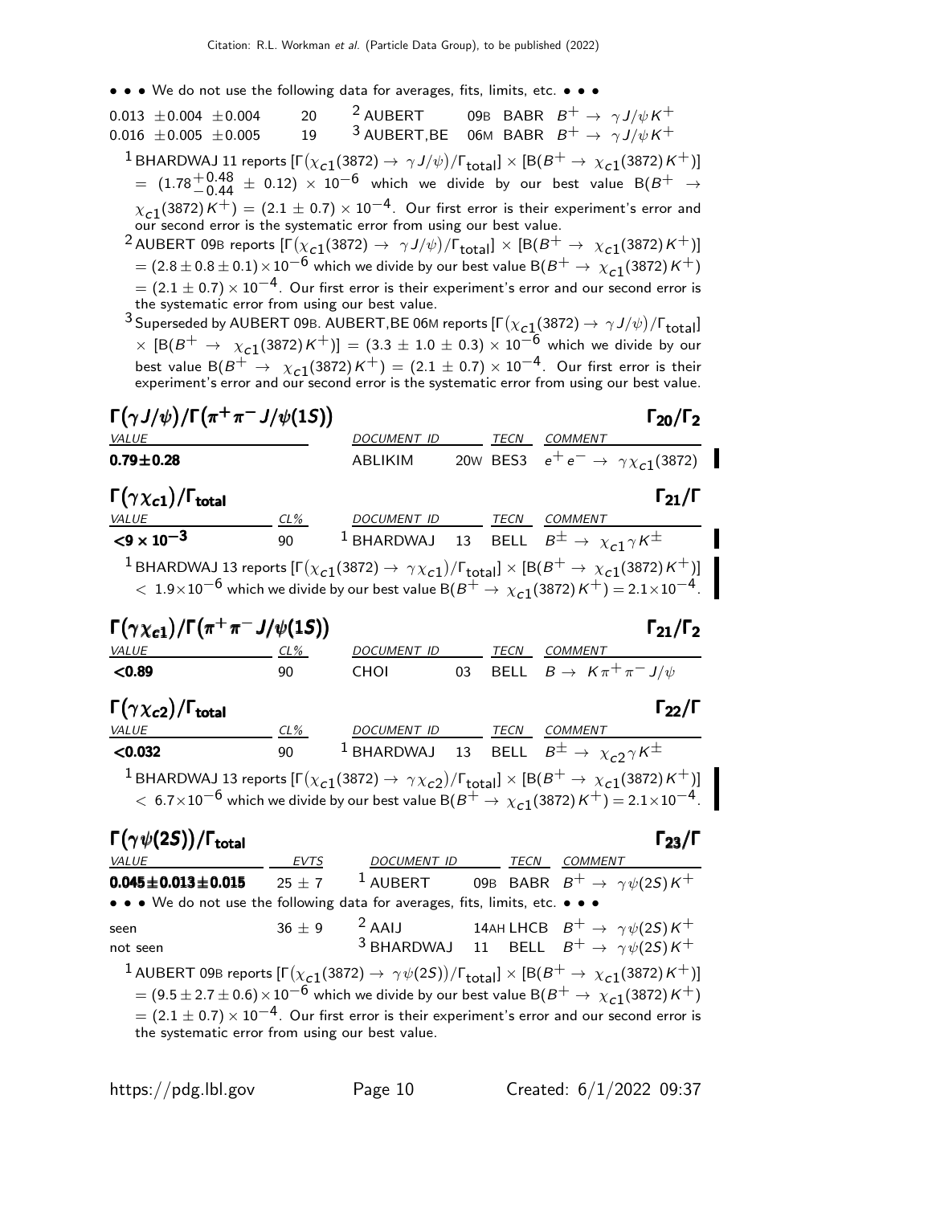• • • We do not use the following data for averages, fits, limits, etc. • • •

| | | | | |
|---|---|---|---|---|
| $0.013 \pm 0.004 \pm 0.004$ | 20 | [2] AUBERT | 09B BABR | $B^+ \to \gamma J/\psi K^+$ |
| $0.016 \pm 0.005 \pm 0.005$ | 19 | [3] AUBERT,BE | 06M BABR | $B^+ \to \gamma J/\psi K^+$ |

[1] BHARDWAJ 11 reports $[\Gamma(\chi_{c1}(3872) \to \gamma J/\psi)/\Gamma_{total}] \times [B(B^+ \to \chi_{c1}(3872) K^+)] = (1.78^{+0.48}_{-0.44} \pm 0.12) \times 10^{-6}$ which we divide by our best value $B(B^+ \to \chi_{c1}(3872) K^+) = (2.1 \pm 0.7) \times 10^{-4}$. Our first error is their experiment's error and our second error is the systematic error from using our best value.

[2] AUBERT 09B reports $[\Gamma(\chi_{c1}(3872) \to \gamma J/\psi)/\Gamma_{total}] \times [B(B^+ \to \chi_{c1}(3872) K^+)] = (2.8 \pm 0.8 \pm 0.1) \times 10^{-6}$ which we divide by our best value $B(B^+ \to \chi_{c1}(3872) K^+) = (2.1 \pm 0.7) \times 10^{-4}$. Our first error is their experiment's error and our second error is the systematic error from using our best value.

[3] Superseded by AUBERT 09B. AUBERT,BE 06M reports $[\Gamma(\chi_{c1}(3872) \to \gamma J/\psi)/\Gamma_{total}] \times [B(B^+ \to \chi_{c1}(3872) K^+)] = (3.3 \pm 1.0 \pm 0.3) \times 10^{-6}$ which we divide by our best value $B(B^+ \to \chi_{c1}(3872) K^+) = (2.1 \pm 0.7) \times 10^{-4}$. Our first error is their experiment's error and our second error is the systematic error from using our best value.

## $\Gamma(\gamma J/\psi)/\Gamma(\pi^+\pi^- J/\psi(1S))$ — $\Gamma_{20}/\Gamma_2$

| VALUE | DOCUMENT ID | | TECN | COMMENT |
|---|---|---|---|---|
| **$0.79 \pm 0.28$** | ABLIKIM | 20W | BES3 | $e^+e^- \to \gamma \chi_{c1}(3872)$ |

## $\Gamma(\gamma \chi_{c1})/\Gamma_{total}$ — $\Gamma_{21}/\Gamma$

| VALUE | CL% | DOCUMENT ID | | TECN | COMMENT |
|---|---|---|---|---|---|
| **$<9 \times 10^{-3}$** | 90 | [1] BHARDWAJ | 13 | BELL | $B^\pm \to \chi_{c1} \gamma K^\pm$ |

[1] BHARDWAJ 13 reports $[\Gamma(\chi_{c1}(3872) \to \gamma \chi_{c1})/\Gamma_{total}] \times [B(B^+ \to \chi_{c1}(3872) K^+)] < 1.9 \times 10^{-6}$ which we divide by our best value $B(B^+ \to \chi_{c1}(3872) K^+) = 2.1 \times 10^{-4}$.

## $\Gamma(\gamma \chi_{c1})/\Gamma(\pi^+\pi^- J/\psi(1S))$ — $\Gamma_{21}/\Gamma_2$

| VALUE | CL% | DOCUMENT ID | | TECN | COMMENT |
|---|---|---|---|---|---|
| **$<0.89$** | 90 | CHOI | 03 | BELL | $B \to K \pi^+\pi^- J/\psi$ |

## $\Gamma(\gamma \chi_{c2})/\Gamma_{total}$ — $\Gamma_{22}/\Gamma$

| VALUE | CL% | DOCUMENT ID | | TECN | COMMENT |
|---|---|---|---|---|---|
| **$<0.032$** | 90 | [1] BHARDWAJ | 13 | BELL | $B^\pm \to \chi_{c2} \gamma K^\pm$ |

[1] BHARDWAJ 13 reports $[\Gamma(\chi_{c1}(3872) \to \gamma \chi_{c2})/\Gamma_{total}] \times [B(B^+ \to \chi_{c1}(3872) K^+)] < 6.7 \times 10^{-6}$ which we divide by our best value $B(B^+ \to \chi_{c1}(3872) K^+) = 2.1 \times 10^{-4}$.

## $\Gamma(\gamma \psi(2S))/\Gamma_{total}$ — $\Gamma_{23}/\Gamma$

| VALUE | EVTS | DOCUMENT ID | | TECN | COMMENT |
|---|---|---|---|---|---|
| **$0.045 \pm 0.013 \pm 0.015$** | $25 \pm 7$ | [1] AUBERT | 09B | BABR | $B^+ \to \gamma \psi(2S) K^+$ |
| • • • We do not use the following data for averages, fits, limits, etc. • • • | | | | | |
| seen | $36 \pm 9$ | [2] AAIJ | 14AH | LHCB | $B^+ \to \gamma \psi(2S) K^+$ |
| not seen | | [3] BHARDWAJ | 11 | BELL | $B^+ \to \gamma \psi(2S) K^+$ |

[1] AUBERT 09B reports $[\Gamma(\chi_{c1}(3872) \to \gamma \psi(2S))/\Gamma_{total}] \times [B(B^+ \to \chi_{c1}(3872) K^+)] = (9.5 \pm 2.7 \pm 0.6) \times 10^{-6}$ which we divide by our best value $B(B^+ \to \chi_{c1}(3872) K^+) = (2.1 \pm 0.7) \times 10^{-4}$. Our first error is their experiment's error and our second error is the systematic error from using our best value.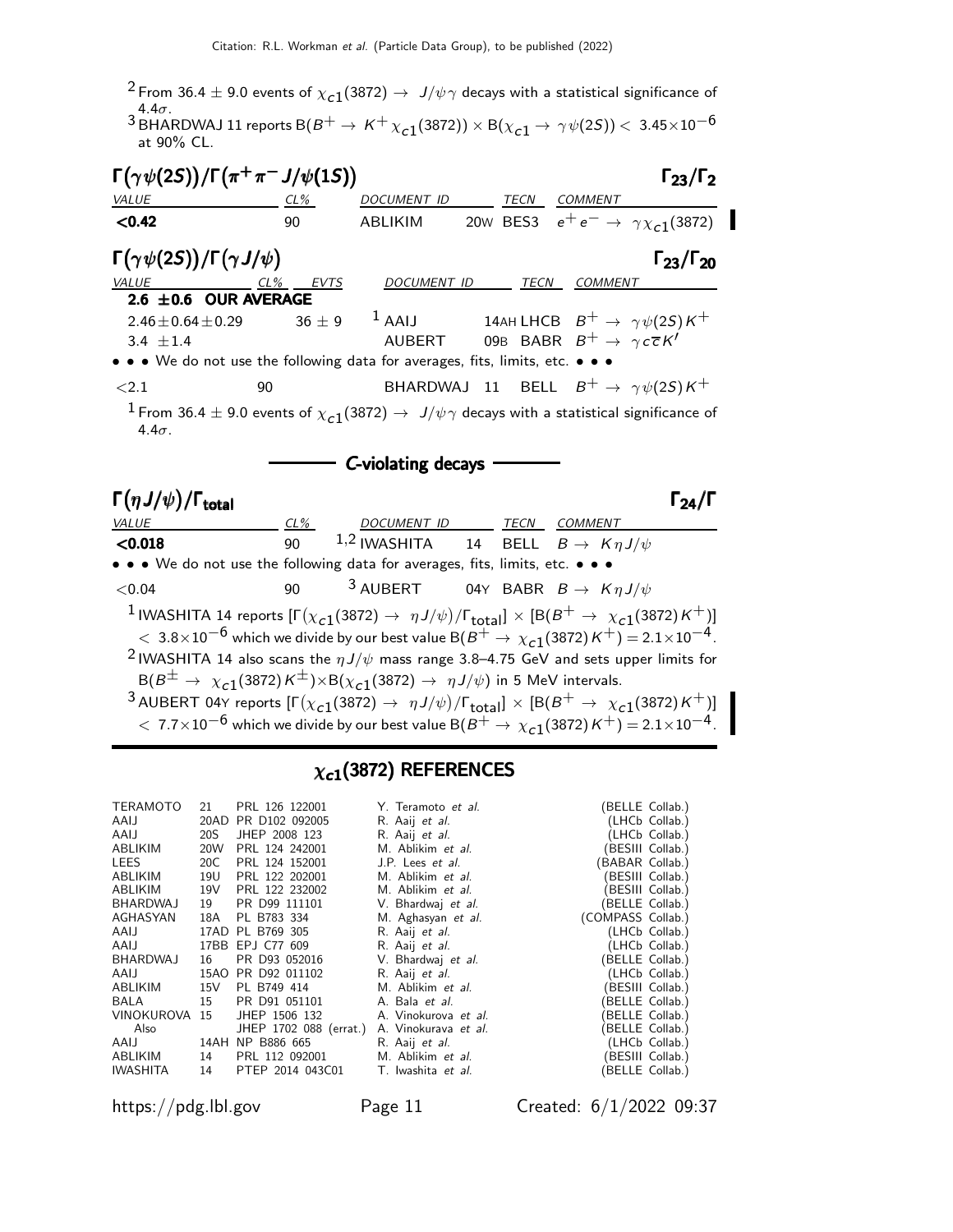[2] From 36.4 ± 9.0 events of $\chi_{c1}(3872) \to J/\psi\gamma$ decays with a statistical significance of 4.4$\sigma$.

[3] BHARDWAJ 11 reports $B(B^+ \to K^+\chi_{c1}(3872)) \times B(\chi_{c1} \to \gamma\psi(2S)) < 3.45\times10^{-6}$ at 90% CL.

## $\Gamma(\gamma\psi(2S))/\Gamma(\pi^+\pi^- J/\psi(1S))$ — $\Gamma_{23}/\Gamma_2$

| VALUE | CL% | DOCUMENT ID | | TECN | COMMENT |
|---|---|---|---|---|---|
| **<0.42** | 90 | ABLIKIM | 20W | BES3 | $e^+e^- \to \gamma\chi_{c1}(3872)$ |

## $\Gamma(\gamma\psi(2S))/\Gamma(\gamma J/\psi)$ — $\Gamma_{23}/\Gamma_{20}$

| VALUE | CL% | EVTS | DOCUMENT ID | | TECN | COMMENT |
|---|---|---|---|---|---|---|
| **2.6 ±0.6 OUR AVERAGE** | | | | | | |
| 2.46±0.64±0.29 | | 36 ± 9 | [1] AAIJ | 14AH | LHCB | $B^+ \to \gamma\psi(2S)K^+$ |
| 3.4 ±1.4 | | | AUBERT | 09B | BABR | $B^+ \to \gamma c\overline{c}K'$ |
| • • • We do not use the following data for averages, fits, limits, etc. • • • | | | | | | |
| <2.1 | 90 | | BHARDWAJ | 11 | BELL | $B^+ \to \gamma\psi(2S)K^+$ |

[1] From 36.4 ± 9.0 events of $\chi_{c1}(3872) \to J/\psi\gamma$ decays with a statistical significance of 4.4$\sigma$.

### C-violating decays

## $\Gamma(\eta J/\psi)/\Gamma_{total}$ — $\Gamma_{24}/\Gamma$

| VALUE | CL% | DOCUMENT ID | | TECN | COMMENT |
|---|---|---|---|---|---|
| **<0.018** | 90 | [1,2] IWASHITA | 14 | BELL | $B \to K\eta J/\psi$ |
| • • • We do not use the following data for averages, fits, limits, etc. • • • | | | | | |
| <0.04 | 90 | [3] AUBERT | 04Y | BABR | $B \to K\eta J/\psi$ |

[1] IWASHITA 14 reports $[\Gamma(\chi_{c1}(3872) \to \eta J/\psi)/\Gamma_{total}] \times [B(B^+ \to \chi_{c1}(3872)K^+)] < 3.8\times10^{-6}$ which we divide by our best value $B(B^+ \to \chi_{c1}(3872)K^+) = 2.1\times10^{-4}$.

[2] IWASHITA 14 also scans the $\eta J/\psi$ mass range 3.8–4.75 GeV and sets upper limits for $B(B^\pm \to \chi_{c1}(3872)K^\pm)\times B(\chi_{c1}(3872) \to \eta J/\psi)$ in 5 MeV intervals.

[3] AUBERT 04Y reports $[\Gamma(\chi_{c1}(3872) \to \eta J/\psi)/\Gamma_{total}] \times [B(B^+ \to \chi_{c1}(3872)K^+)] < 7.7\times10^{-6}$ which we divide by our best value $B(B^+ \to \chi_{c1}(3872)K^+) = 2.1\times10^{-4}$.

# $\chi_{c1}(3872)$ REFERENCES

| | | | | |
|---|---|---|---|---|
| TERAMOTO | 21 | PRL 126 122001 | Y. Teramoto *et al.* | (BELLE Collab.) |
| AAIJ | 20AD | PR D102 092005 | R. Aaij *et al.* | (LHCb Collab.) |
| AAIJ | 20S | JHEP 2008 123 | R. Aaij *et al.* | (LHCb Collab.) |
| ABLIKIM | 20W | PRL 124 242001 | M. Ablikim *et al.* | (BESIII Collab.) |
| LEES | 20C | PRL 124 152001 | J.P. Lees *et al.* | (BABAR Collab.) |
| ABLIKIM | 19U | PRL 122 202001 | M. Ablikim *et al.* | (BESIII Collab.) |
| ABLIKIM | 19V | PRL 122 232002 | M. Ablikim *et al.* | (BESIII Collab.) |
| BHARDWAJ | 19 | PR D99 111101 | V. Bhardwaj *et al.* | (BELLE Collab.) |
| AGHASYAN | 18A | PL B783 334 | M. Aghasyan *et al.* | (COMPASS Collab.) |
| AAIJ | 17AD | PL B769 305 | R. Aaij *et al.* | (LHCb Collab.) |
| AAIJ | 17BB | EPJ C77 609 | R. Aaij *et al.* | (LHCb Collab.) |
| BHARDWAJ | 16 | PR D93 052016 | V. Bhardwaj *et al.* | (BELLE Collab.) |
| AAIJ | 15AO | PR D92 011102 | R. Aaij *et al.* | (LHCb Collab.) |
| ABLIKIM | 15V | PL B749 414 | M. Ablikim *et al.* | (BESIII Collab.) |
| BALA | 15 | PR D91 051101 | A. Bala *et al.* | (BELLE Collab.) |
| VINOKUROVA | 15 | JHEP 1506 132 | A. Vinokurova *et al.* | (BELLE Collab.) |
| Also | | JHEP 1702 088 (errat.) | A. Vinokurava *et al.* | (BELLE Collab.) |
| AAIJ | 14AH | NP B886 665 | R. Aaij *et al.* | (LHCb Collab.) |
| ABLIKIM | 14 | PRL 112 092001 | M. Ablikim *et al.* | (BESIII Collab.) |
| IWASHITA | 14 | PTEP 2014 043C01 | T. Iwashita *et al.* | (BELLE Collab.) |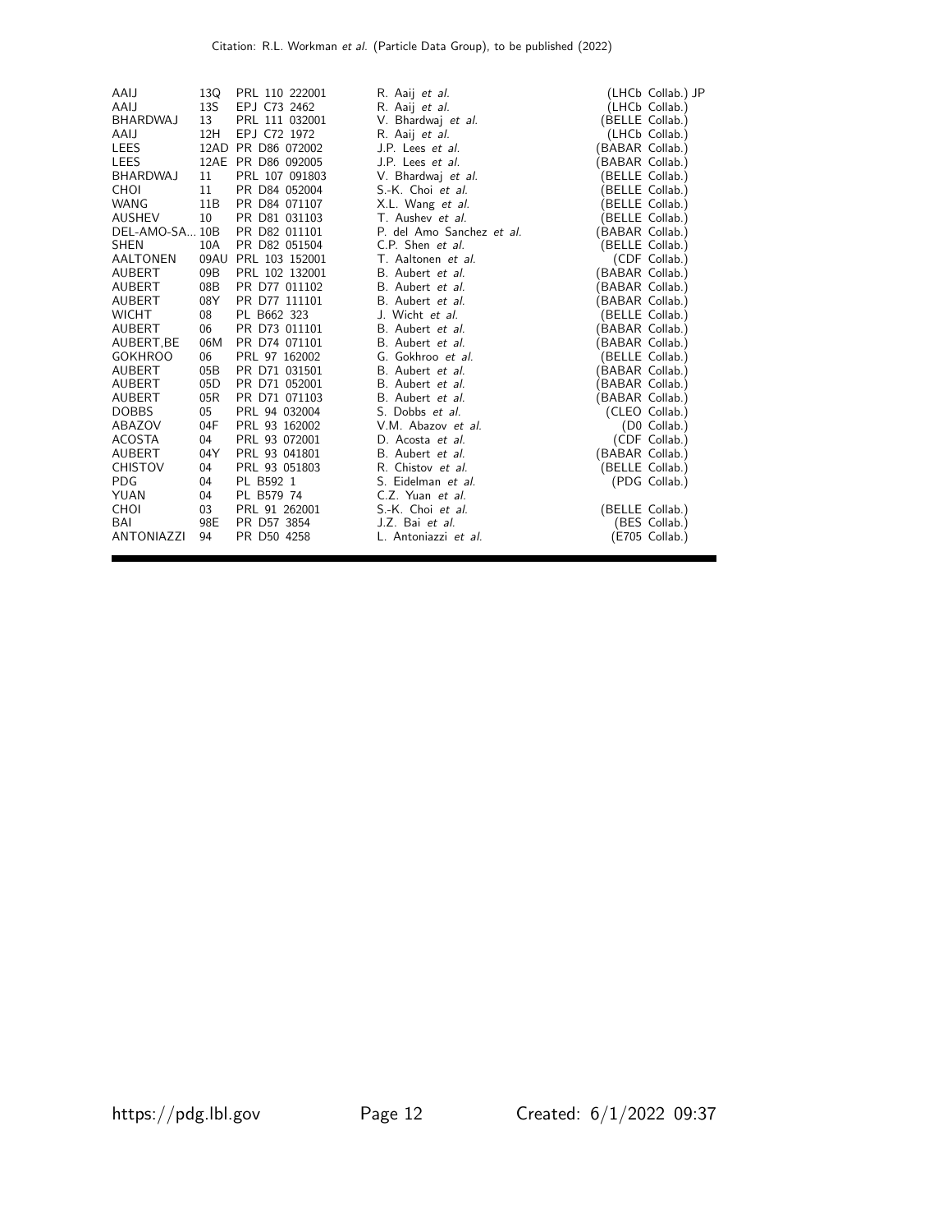| | | | | |
|---|---|---|---|---|
| AAIJ | 13Q | PRL 110 222001 | R. Aaij *et al.* | (LHCb Collab.) JP |
| AAIJ | 13S | EPJ C73 2462 | R. Aaij *et al.* | (LHCb Collab.) |
| BHARDWAJ | 13 | PRL 111 032001 | V. Bhardwaj *et al.* | (BELLE Collab.) |
| AAIJ | 12H | EPJ C72 1972 | R. Aaij *et al.* | (LHCb Collab.) |
| LEES | 12AD | PR D86 072002 | J.P. Lees *et al.* | (BABAR Collab.) |
| LEES | 12AE | PR D86 092005 | J.P. Lees *et al.* | (BABAR Collab.) |
| BHARDWAJ | 11 | PRL 107 091803 | V. Bhardwaj *et al.* | (BELLE Collab.) |
| CHOI | 11 | PR D84 052004 | S.-K. Choi *et al.* | (BELLE Collab.) |
| WANG | 11B | PR D84 071107 | X.L. Wang *et al.* | (BELLE Collab.) |
| AUSHEV | 10 | PR D81 031103 | T. Aushev *et al.* | (BELLE Collab.) |
| DEL-AMO-SA... | 10B | PR D82 011101 | P. del Amo Sanchez *et al.* | (BABAR Collab.) |
| SHEN | 10A | PR D82 051504 | C.P. Shen *et al.* | (BELLE Collab.) |
| AALTONEN | 09AU | PRL 103 152001 | T. Aaltonen *et al.* | (CDF Collab.) |
| AUBERT | 09B | PRL 102 132001 | B. Aubert *et al.* | (BABAR Collab.) |
| AUBERT | 08B | PR D77 011102 | B. Aubert *et al.* | (BABAR Collab.) |
| AUBERT | 08Y | PR D77 111101 | B. Aubert *et al.* | (BABAR Collab.) |
| WICHT | 08 | PL B662 323 | J. Wicht *et al.* | (BELLE Collab.) |
| AUBERT | 06 | PR D73 011101 | B. Aubert *et al.* | (BABAR Collab.) |
| AUBERT,BE | 06M | PR D74 071101 | B. Aubert *et al.* | (BABAR Collab.) |
| GOKHROO | 06 | PRL 97 162002 | G. Gokhroo *et al.* | (BELLE Collab.) |
| AUBERT | 05B | PR D71 031501 | B. Aubert *et al.* | (BABAR Collab.) |
| AUBERT | 05D | PR D71 052001 | B. Aubert *et al.* | (BABAR Collab.) |
| AUBERT | 05R | PR D71 071103 | B. Aubert *et al.* | (BABAR Collab.) |
| DOBBS | 05 | PRL 94 032004 | S. Dobbs *et al.* | (CLEO Collab.) |
| ABAZOV | 04F | PRL 93 162002 | V.M. Abazov *et al.* | (D0 Collab.) |
| ACOSTA | 04 | PRL 93 072001 | D. Acosta *et al.* | (CDF Collab.) |
| AUBERT | 04Y | PRL 93 041801 | B. Aubert *et al.* | (BABAR Collab.) |
| CHISTOV | 04 | PRL 93 051803 | R. Chistov *et al.* | (BELLE Collab.) |
| PDG | 04 | PL B592 1 | S. Eidelman *et al.* | (PDG Collab.) |
| YUAN | 04 | PL B579 74 | C.Z. Yuan *et al.* | |
| CHOI | 03 | PRL 91 262001 | S.-K. Choi *et al.* | (BELLE Collab.) |
| BAI | 98E | PR D57 3854 | J.Z. Bai *et al.* | (BES Collab.) |
| ANTONIAZZI | 94 | PR D50 4258 | L. Antoniazzi *et al.* | (E705 Collab.) |